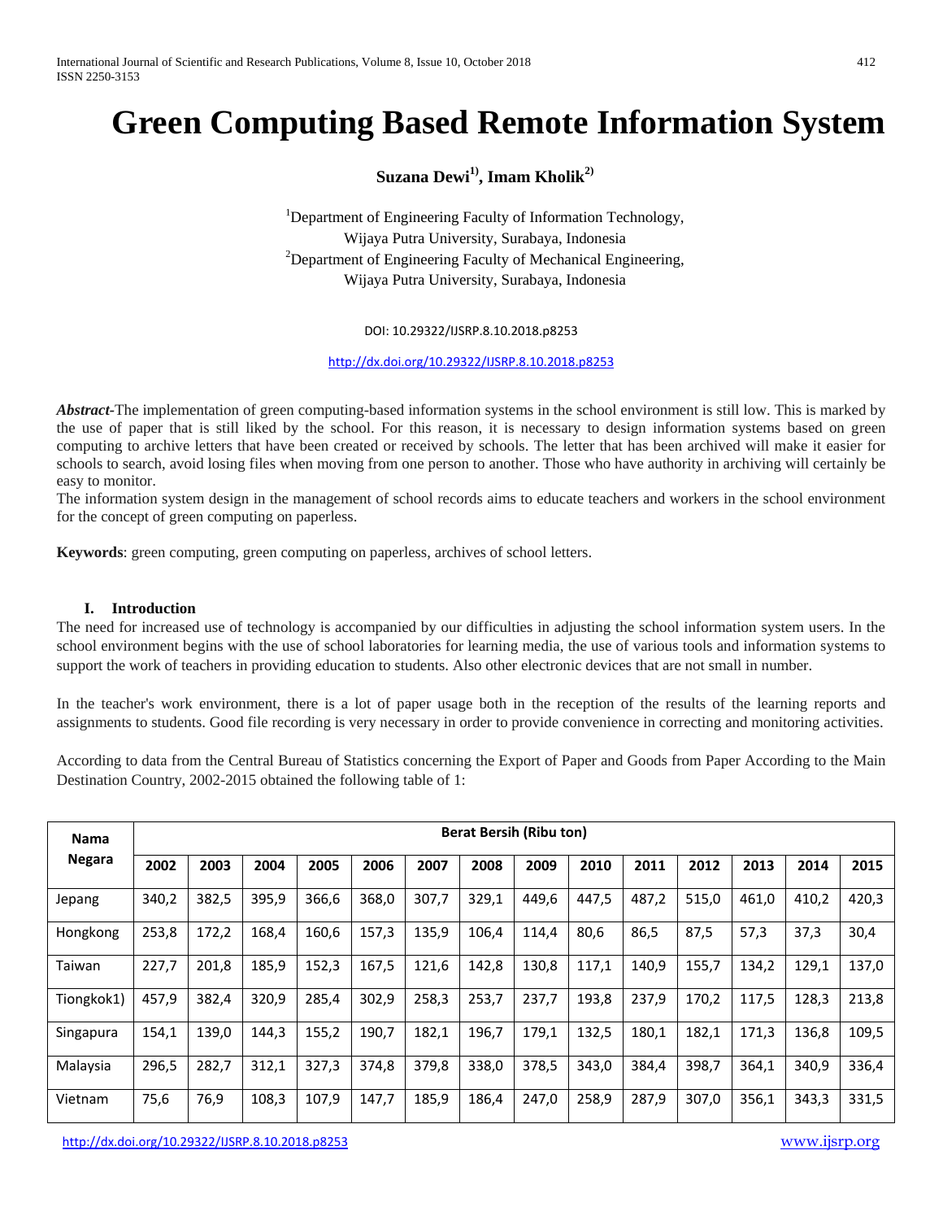# Green Computing Based Remote Information System

**Suzana Dewi[1)], Imam Kholik[2)]**

[1]Department of Engineering Faculty of Information Technology,
Wijaya Putra University, Surabaya, Indonesia
[2]Department of Engineering Faculty of Mechanical Engineering,
Wijaya Putra University, Surabaya, Indonesia

DOI: 10.29322/IJSRP.8.10.2018.p8253

http://dx.doi.org/10.29322/IJSRP.8.10.2018.p8253

***Abstract***-The implementation of green computing-based information systems in the school environment is still low. This is marked by the use of paper that is still liked by the school. For this reason, it is necessary to design information systems based on green computing to archive letters that have been created or received by schools. The letter that has been archived will make it easier for schools to search, avoid losing files when moving from one person to another. Those who have authority in archiving will certainly be easy to monitor.

The information system design in the management of school records aims to educate teachers and workers in the school environment for the concept of green computing on paperless.

**Keywords**: green computing, green computing on paperless, archives of school letters.

## I. Introduction

The need for increased use of technology is accompanied by our difficulties in adjusting the school information system users. In the school environment begins with the use of school laboratories for learning media, the use of various tools and information systems to support the work of teachers in providing education to students. Also other electronic devices that are not small in number.

In the teacher's work environment, there is a lot of paper usage both in the reception of the results of the learning reports and assignments to students. Good file recording is very necessary in order to provide convenience in correcting and monitoring activities.

According to data from the Central Bureau of Statistics concerning the Export of Paper and Goods from Paper According to the Main Destination Country, 2002-2015 obtained the following table of 1:

| Nama Negara | Berat Bersih (Ribu ton) | | | | | | | | | | | | | |
|---|---|---|---|---|---|---|---|---|---|---|---|---|---|---|
| | 2002 | 2003 | 2004 | 2005 | 2006 | 2007 | 2008 | 2009 | 2010 | 2011 | 2012 | 2013 | 2014 | 2015 |
| Jepang | 340,2 | 382,5 | 395,9 | 366,6 | 368,0 | 307,7 | 329,1 | 449,6 | 447,5 | 487,2 | 515,0 | 461,0 | 410,2 | 420,3 |
| Hongkong | 253,8 | 172,2 | 168,4 | 160,6 | 157,3 | 135,9 | 106,4 | 114,4 | 80,6 | 86,5 | 87,5 | 57,3 | 37,3 | 30,4 |
| Taiwan | 227,7 | 201,8 | 185,9 | 152,3 | 167,5 | 121,6 | 142,8 | 130,8 | 117,1 | 140,9 | 155,7 | 134,2 | 129,1 | 137,0 |
| Tiongkok1) | 457,9 | 382,4 | 320,9 | 285,4 | 302,9 | 258,3 | 253,7 | 237,7 | 193,8 | 237,9 | 170,2 | 117,5 | 128,3 | 213,8 |
| Singapura | 154,1 | 139,0 | 144,3 | 155,2 | 190,7 | 182,1 | 196,7 | 179,1 | 132,5 | 180,1 | 182,1 | 171,3 | 136,8 | 109,5 |
| Malaysia | 296,5 | 282,7 | 312,1 | 327,3 | 374,8 | 379,8 | 338,0 | 378,5 | 343,0 | 384,4 | 398,7 | 364,1 | 340,9 | 336,4 |
| Vietnam | 75,6 | 76,9 | 108,3 | 107,9 | 147,7 | 185,9 | 186,4 | 247,0 | 258,9 | 287,9 | 307,0 | 356,1 | 343,3 | 331,5 |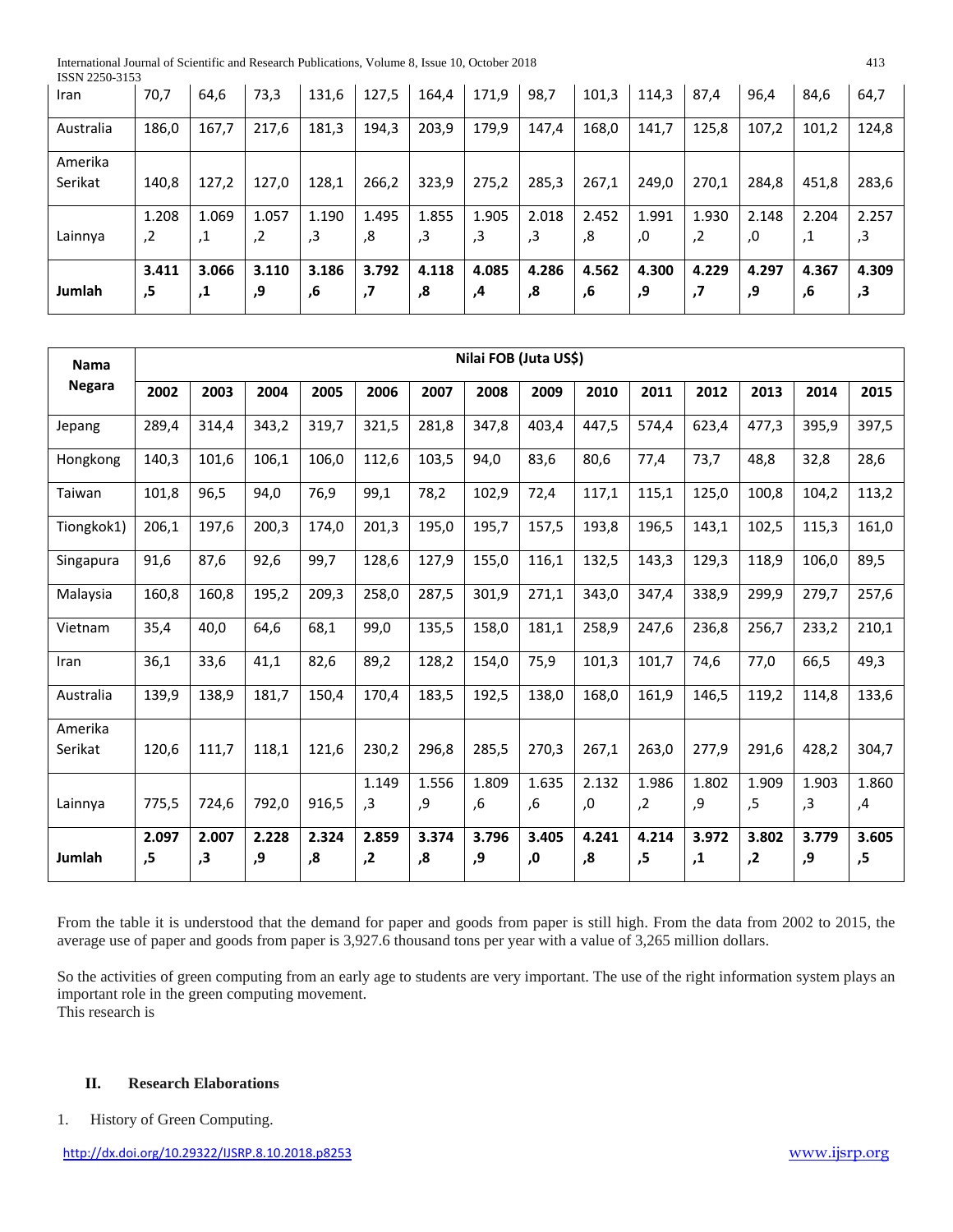| Iran | 70,7 | 64,6 | 73,3 | 131,6 | 127,5 | 164,4 | 171,9 | 98,7 | 101,3 | 114,3 | 87,4 | 96,4 | 84,6 | 64,7 |
|---|---|---|---|---|---|---|---|---|---|---|---|---|---|---|
| Australia | 186,0 | 167,7 | 217,6 | 181,3 | 194,3 | 203,9 | 179,9 | 147,4 | 168,0 | 141,7 | 125,8 | 107,2 | 101,2 | 124,8 |
| Amerika Serikat | 140,8 | 127,2 | 127,0 | 128,1 | 266,2 | 323,9 | 275,2 | 285,3 | 267,1 | 249,0 | 270,1 | 284,8 | 451,8 | 283,6 |
| Lainnya | 1.208,2 | 1.069,1 | 1.057,2 | 1.190,3 | 1.495,8 | 1.855,3 | 1.905,3 | 2.018,3 | 2.452,8 | 1.991,0 | 1.930,2 | 2.148,0 | 2.204,1 | 2.257,3 |
| **Jumlah** | **3.411,5** | **3.066,1** | **3.110,9** | **3.186,6** | **3.792,7** | **4.118,8** | **4.085,4** | **4.286,8** | **4.562,6** | **4.300,9** | **4.229,7** | **4.297,9** | **4.367,6** | **4.309,3** |

| **Nama Negara** | **Nilai FOB (Juta US$)** | | | | | | | | | | | | | |
|---|---|---|---|---|---|---|---|---|---|---|---|---|---|---|
| | **2002** | **2003** | **2004** | **2005** | **2006** | **2007** | **2008** | **2009** | **2010** | **2011** | **2012** | **2013** | **2014** | **2015** |
| Jepang | 289,4 | 314,4 | 343,2 | 319,7 | 321,5 | 281,8 | 347,8 | 403,4 | 447,5 | 574,4 | 623,4 | 477,3 | 395,9 | 397,5 |
| Hongkong | 140,3 | 101,6 | 106,1 | 106,0 | 112,6 | 103,5 | 94,0 | 83,6 | 80,6 | 77,4 | 73,7 | 48,8 | 32,8 | 28,6 |
| Taiwan | 101,8 | 96,5 | 94,0 | 76,9 | 99,1 | 78,2 | 102,9 | 72,4 | 117,1 | 115,1 | 125,0 | 100,8 | 104,2 | 113,2 |
| Tiongkok1) | 206,1 | 197,6 | 200,3 | 174,0 | 201,3 | 195,0 | 195,7 | 157,5 | 193,8 | 196,5 | 143,1 | 102,5 | 115,3 | 161,0 |
| Singapura | 91,6 | 87,6 | 92,6 | 99,7 | 128,6 | 127,9 | 155,0 | 116,1 | 132,5 | 143,3 | 129,3 | 118,9 | 106,0 | 89,5 |
| Malaysia | 160,8 | 160,8 | 195,2 | 209,3 | 258,0 | 287,5 | 301,9 | 271,1 | 343,0 | 347,4 | 338,9 | 299,9 | 279,7 | 257,6 |
| Vietnam | 35,4 | 40,0 | 64,6 | 68,1 | 99,0 | 135,5 | 158,0 | 181,1 | 258,9 | 247,6 | 236,8 | 256,7 | 233,2 | 210,1 |
| Iran | 36,1 | 33,6 | 41,1 | 82,6 | 89,2 | 128,2 | 154,0 | 75,9 | 101,3 | 101,7 | 74,6 | 77,0 | 66,5 | 49,3 |
| Australia | 139,9 | 138,9 | 181,7 | 150,4 | 170,4 | 183,5 | 192,5 | 138,0 | 168,0 | 161,9 | 146,5 | 119,2 | 114,8 | 133,6 |
| Amerika Serikat | 120,6 | 111,7 | 118,1 | 121,6 | 230,2 | 296,8 | 285,5 | 270,3 | 267,1 | 263,0 | 277,9 | 291,6 | 428,2 | 304,7 |
| Lainnya | 775,5 | 724,6 | 792,0 | 916,5 | 1.149,3 | 1.556,9 | 1.809,6 | 1.635,6 | 2.132,0 | 1.986,2 | 1.802,9 | 1.909,5 | 1.903,3 | 1.860,4 |
| **Jumlah** | **2.097,5** | **2.007,3** | **2.228,9** | **2.324,8** | **2.859,2** | **3.374,8** | **3.796,9** | **3.405,0** | **4.241,8** | **4.214,5** | **3.972,1** | **3.802,2** | **3.779,9** | **3.605,5** |

From the table it is understood that the demand for paper and goods from paper is still high. From the data from 2002 to 2015, the average use of paper and goods from paper is 3,927.6 thousand tons per year with a value of 3,265 million dollars.

So the activities of green computing from an early age to students are very important. The use of the right information system plays an important role in the green computing movement.
This research is

## II. Research Elaborations

1. History of Green Computing.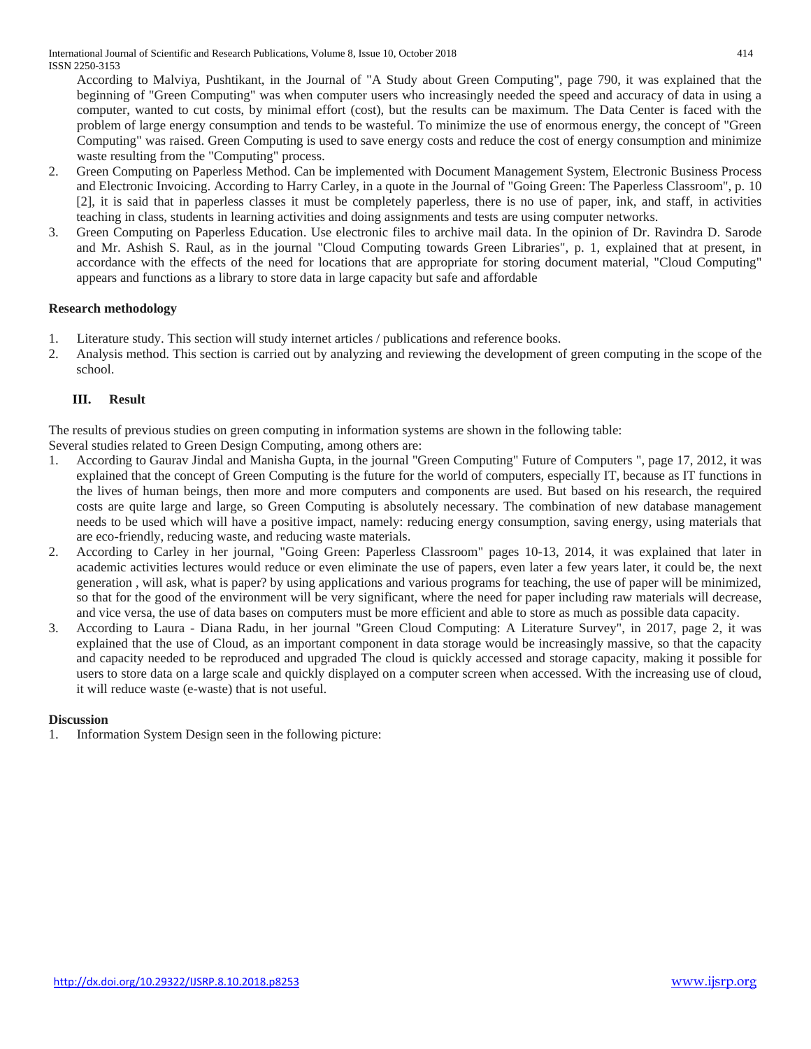According to Malviya, Pushtikant, in the Journal of "A Study about Green Computing", page 790, it was explained that the beginning of "Green Computing" was when computer users who increasingly needed the speed and accuracy of data in using a computer, wanted to cut costs, by minimal effort (cost), but the results can be maximum. The Data Center is faced with the problem of large energy consumption and tends to be wasteful. To minimize the use of enormous energy, the concept of "Green Computing" was raised. Green Computing is used to save energy costs and reduce the cost of energy consumption and minimize waste resulting from the "Computing" process.

2. Green Computing on Paperless Method. Can be implemented with Document Management System, Electronic Business Process and Electronic Invoicing. According to Harry Carley, in a quote in the Journal of "Going Green: The Paperless Classroom", p. 10 [2], it is said that in paperless classes it must be completely paperless, there is no use of paper, ink, and staff, in activities teaching in class, students in learning activities and doing assignments and tests are using computer networks.
3. Green Computing on Paperless Education. Use electronic files to archive mail data. In the opinion of Dr. Ravindra D. Sarode and Mr. Ashish S. Raul, as in the journal "Cloud Computing towards Green Libraries", p. 1, explained that at present, in accordance with the effects of the need for locations that are appropriate for storing document material, "Cloud Computing" appears and functions as a library to store data in large capacity but safe and affordable

**Research methodology**

1. Literature study. This section will study internet articles / publications and reference books.
2. Analysis method. This section is carried out by analyzing and reviewing the development of green computing in the scope of the school.

## III. Result

The results of previous studies on green computing in information systems are shown in the following table:
Several studies related to Green Design Computing, among others are:

1. According to Gaurav Jindal and Manisha Gupta, in the journal "Green Computing" Future of Computers ", page 17, 2012, it was explained that the concept of Green Computing is the future for the world of computers, especially IT, because as IT functions in the lives of human beings, then more and more computers and components are used. But based on his research, the required costs are quite large and large, so Green Computing is absolutely necessary. The combination of new database management needs to be used which will have a positive impact, namely: reducing energy consumption, saving energy, using materials that are eco-friendly, reducing waste, and reducing waste materials.
2. According to Carley in her journal, "Going Green: Paperless Classroom" pages 10-13, 2014, it was explained that later in academic activities lectures would reduce or even eliminate the use of papers, even later a few years later, it could be, the next generation , will ask, what is paper? by using applications and various programs for teaching, the use of paper will be minimized, so that for the good of the environment will be very significant, where the need for paper including raw materials will decrease, and vice versa, the use of data bases on computers must be more efficient and able to store as much as possible data capacity.
3. According to Laura - Diana Radu, in her journal "Green Cloud Computing: A Literature Survey", in 2017, page 2, it was explained that the use of Cloud, as an important component in data storage would be increasingly massive, so that the capacity and capacity needed to be reproduced and upgraded The cloud is quickly accessed and storage capacity, making it possible for users to store data on a large scale and quickly displayed on a computer screen when accessed. With the increasing use of cloud, it will reduce waste (e-waste) that is not useful.

**Discussion**

1. Information System Design seen in the following picture: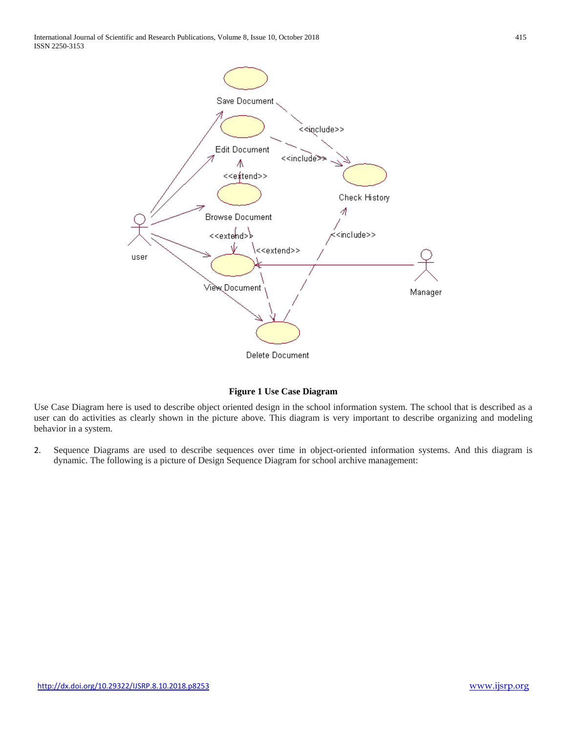**Figure 1 Use Case Diagram**

Use Case Diagram here is used to describe object oriented design in the school information system. The school that is described as a user can do activities as clearly shown in the picture above. This diagram is very important to describe organizing and modeling behavior in a system.

2. Sequence Diagrams are used to describe sequences over time in object-oriented information systems. And this diagram is dynamic. The following is a picture of Design Sequence Diagram for school archive management: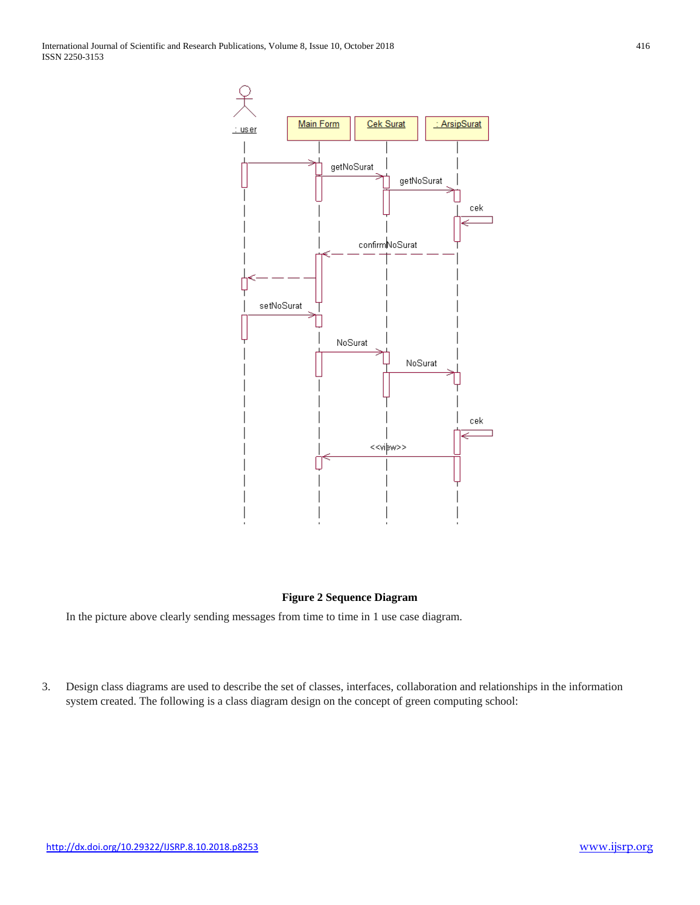Figure 2 Sequence Diagram

In the picture above clearly sending messages from time to time in 1 use case diagram.

3. Design class diagrams are used to describe the set of classes, interfaces, collaboration and relationships in the information system created. The following is a class diagram design on the concept of green computing school: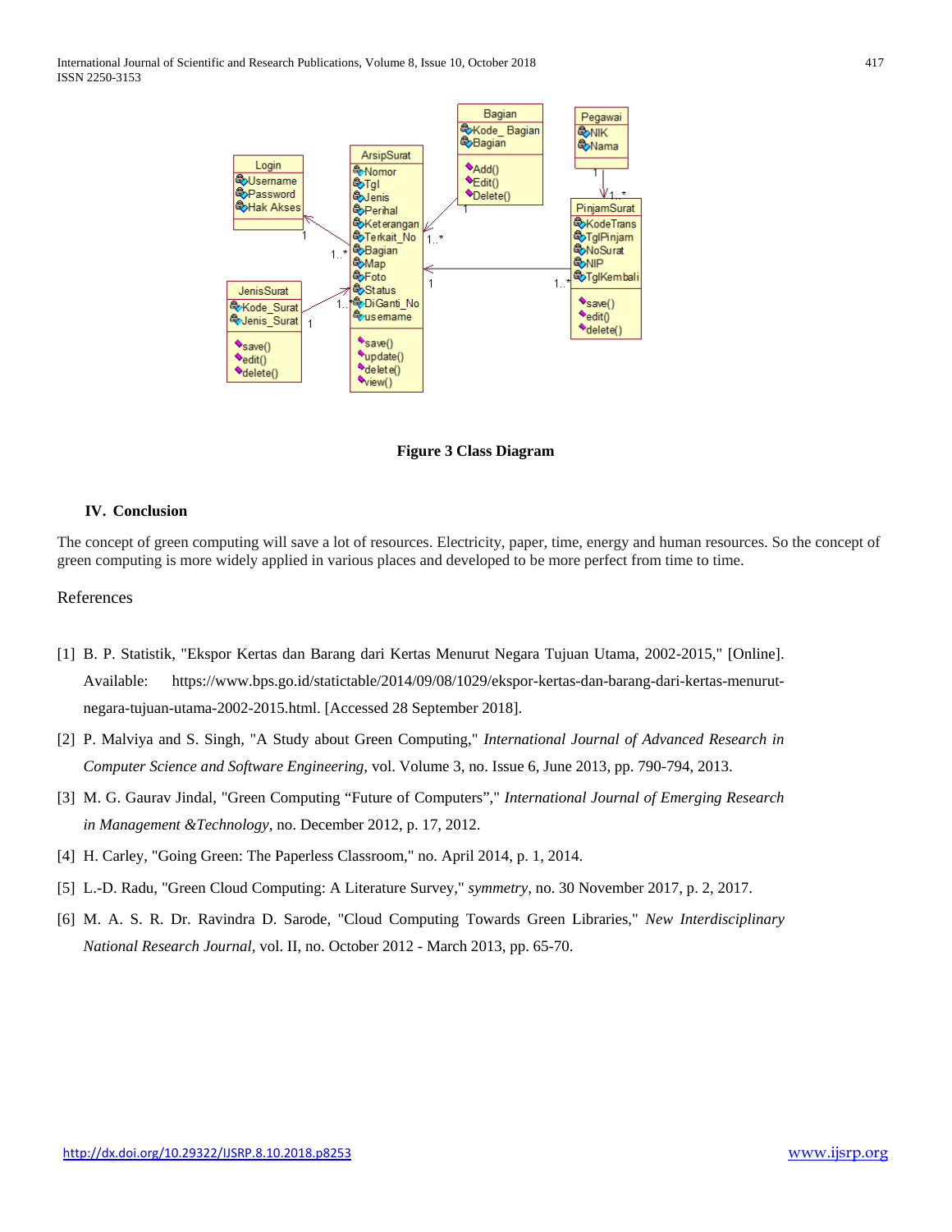Login
Username
Password
Hak Akses

ArsipSurat
Nomor
Tgl
Jenis
Perihal
Keterangan
Terkait_No
Bagian
Map
Foto
Status
DiGanti_No
username
save()
update()
delete()
view()

Bagian
Kode_ Bagian
Bagian
Add()
Edit()
Delete()

Pegawai
NIK
Nama

PinjamSurat
KodeTrans
TglPinjam
NoSurat
NIP
TglKembali
save()
edit()
delete()

JenisSurat
Kode_Surat
Jenis_Surat
save()
edit()
delete()

1
1..*
1
1..*
1
1..*
1
1..*
1
1..*
1

**Figure 3 Class Diagram**

## IV. Conclusion

The concept of green computing will save a lot of resources. Electricity, paper, time, energy and human resources. So the concept of green computing is more widely applied in various places and developed to be more perfect from time to time.

## References

[1] B. P. Statistik, "Ekspor Kertas dan Barang dari Kertas Menurut Negara Tujuan Utama, 2002-2015," [Online]. Available: https://www.bps.go.id/statictable/2014/09/08/1029/ekspor-kertas-dan-barang-dari-kertas-menurut-negara-tujuan-utama-2002-2015.html. [Accessed 28 September 2018].

[2] P. Malviya and S. Singh, "A Study about Green Computing," *International Journal of Advanced Research in Computer Science and Software Engineering,* vol. Volume 3, no. Issue 6, June 2013, pp. 790-794, 2013.

[3] M. G. Gaurav Jindal, "Green Computing "Future of Computers"," *International Journal of Emerging Research in Management &Technology,* no. December 2012, p. 17, 2012.

[4] H. Carley, "Going Green: The Paperless Classroom," no. April 2014, p. 1, 2014.

[5] L.-D. Radu, "Green Cloud Computing: A Literature Survey," *symmetry,* no. 30 November 2017, p. 2, 2017.

[6] M. A. S. R. Dr. Ravindra D. Sarode, "Cloud Computing Towards Green Libraries," *New Interdisciplinary National Research Journal,* vol. II, no. October 2012 - March 2013, pp. 65-70.